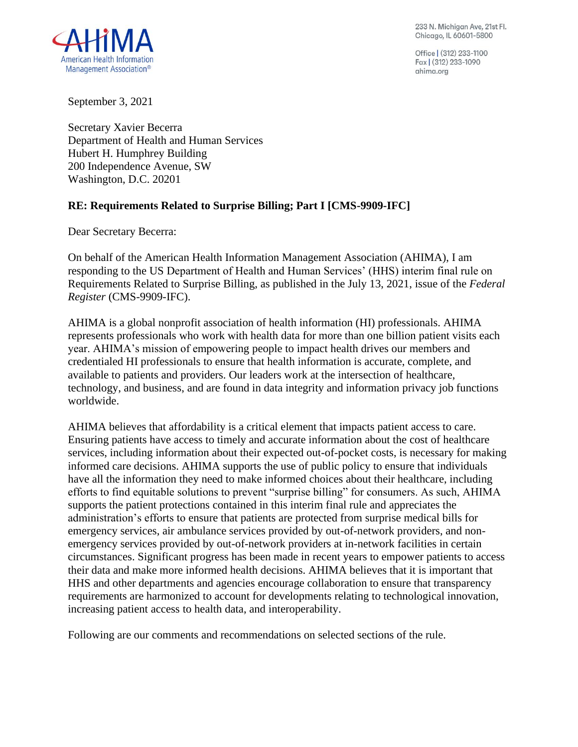AHIMA
American Health Information Management Association®

233 N. Michigan Ave, 21st Fl.
Chicago, IL 60601-5800

Office | (312) 233-1100
Fax | (312) 233-1090
ahima.org

September 3, 2021

Secretary Xavier Becerra
Department of Health and Human Services
Hubert H. Humphrey Building
200 Independence Avenue, SW
Washington, D.C. 20201

**RE: Requirements Related to Surprise Billing; Part I [CMS-9909-IFC]**

Dear Secretary Becerra:

On behalf of the American Health Information Management Association (AHIMA), I am responding to the US Department of Health and Human Services' (HHS) interim final rule on Requirements Related to Surprise Billing, as published in the July 13, 2021, issue of the *Federal Register* (CMS-9909-IFC).

AHIMA is a global nonprofit association of health information (HI) professionals. AHIMA represents professionals who work with health data for more than one billion patient visits each year. AHIMA's mission of empowering people to impact health drives our members and credentialed HI professionals to ensure that health information is accurate, complete, and available to patients and providers. Our leaders work at the intersection of healthcare, technology, and business, and are found in data integrity and information privacy job functions worldwide.

AHIMA believes that affordability is a critical element that impacts patient access to care. Ensuring patients have access to timely and accurate information about the cost of healthcare services, including information about their expected out-of-pocket costs, is necessary for making informed care decisions. AHIMA supports the use of public policy to ensure that individuals have all the information they need to make informed choices about their healthcare, including efforts to find equitable solutions to prevent "surprise billing" for consumers. As such, AHIMA supports the patient protections contained in this interim final rule and appreciates the administration's efforts to ensure that patients are protected from surprise medical bills for emergency services, air ambulance services provided by out-of-network providers, and non-emergency services provided by out-of-network providers at in-network facilities in certain circumstances. Significant progress has been made in recent years to empower patients to access their data and make more informed health decisions. AHIMA believes that it is important that HHS and other departments and agencies encourage collaboration to ensure that transparency requirements are harmonized to account for developments relating to technological innovation, increasing patient access to health data, and interoperability.

Following are our comments and recommendations on selected sections of the rule.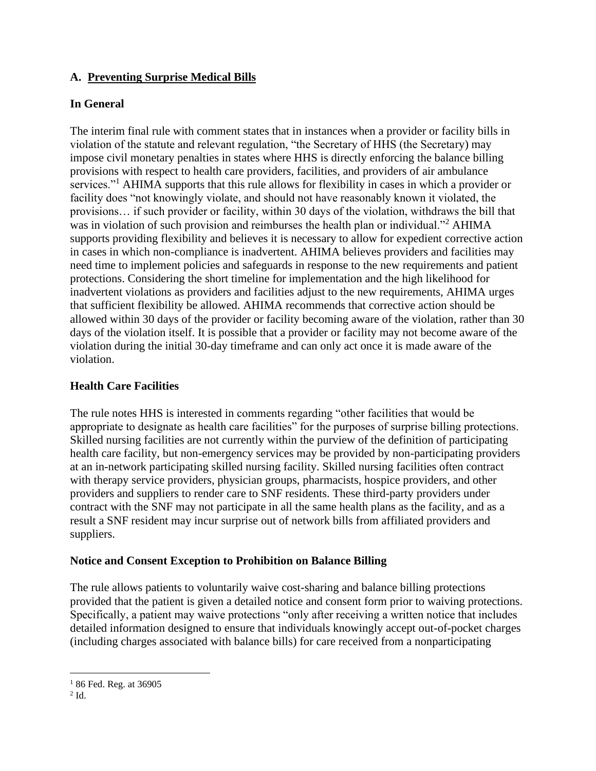## A. <u>Preventing Surprise Medical Bills</u>

### In General

The interim final rule with comment states that in instances when a provider or facility bills in violation of the statute and relevant regulation, "the Secretary of HHS (the Secretary) may impose civil monetary penalties in states where HHS is directly enforcing the balance billing provisions with respect to health care providers, facilities, and providers of air ambulance services."[1] AHIMA supports that this rule allows for flexibility in cases in which a provider or facility does "not knowingly violate, and should not have reasonably known it violated, the provisions… if such provider or facility, within 30 days of the violation, withdraws the bill that was in violation of such provision and reimburses the health plan or individual."[2] AHIMA supports providing flexibility and believes it is necessary to allow for expedient corrective action in cases in which non-compliance is inadvertent. AHIMA believes providers and facilities may need time to implement policies and safeguards in response to the new requirements and patient protections. Considering the short timeline for implementation and the high likelihood for inadvertent violations as providers and facilities adjust to the new requirements, AHIMA urges that sufficient flexibility be allowed. AHIMA recommends that corrective action should be allowed within 30 days of the provider or facility becoming aware of the violation, rather than 30 days of the violation itself. It is possible that a provider or facility may not become aware of the violation during the initial 30-day timeframe and can only act once it is made aware of the violation.

### Health Care Facilities

The rule notes HHS is interested in comments regarding "other facilities that would be appropriate to designate as health care facilities" for the purposes of surprise billing protections. Skilled nursing facilities are not currently within the purview of the definition of participating health care facility, but non-emergency services may be provided by non-participating providers at an in-network participating skilled nursing facility. Skilled nursing facilities often contract with therapy service providers, physician groups, pharmacists, hospice providers, and other providers and suppliers to render care to SNF residents. These third-party providers under contract with the SNF may not participate in all the same health plans as the facility, and as a result a SNF resident may incur surprise out of network bills from affiliated providers and suppliers.

### Notice and Consent Exception to Prohibition on Balance Billing

The rule allows patients to voluntarily waive cost-sharing and balance billing protections provided that the patient is given a detailed notice and consent form prior to waiving protections. Specifically, a patient may waive protections "only after receiving a written notice that includes detailed information designed to ensure that individuals knowingly accept out-of-pocket charges (including charges associated with balance bills) for care received from a nonparticipating

---

[1] 86 Fed. Reg. at 36905

[2] Id.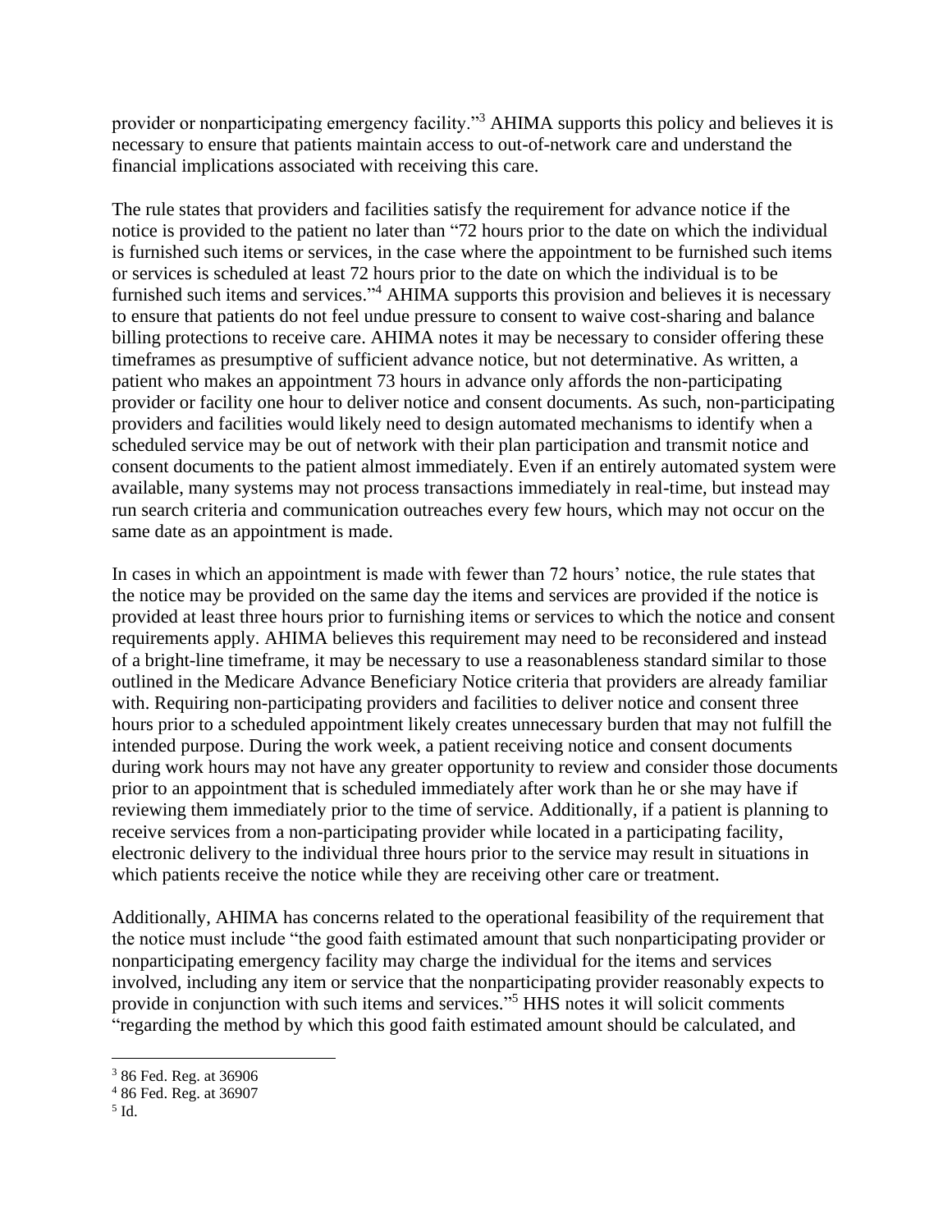provider or nonparticipating emergency facility."[3] AHIMA supports this policy and believes it is necessary to ensure that patients maintain access to out-of-network care and understand the financial implications associated with receiving this care.

The rule states that providers and facilities satisfy the requirement for advance notice if the notice is provided to the patient no later than "72 hours prior to the date on which the individual is furnished such items or services, in the case where the appointment to be furnished such items or services is scheduled at least 72 hours prior to the date on which the individual is to be furnished such items and services."[4] AHIMA supports this provision and believes it is necessary to ensure that patients do not feel undue pressure to consent to waive cost-sharing and balance billing protections to receive care. AHIMA notes it may be necessary to consider offering these timeframes as presumptive of sufficient advance notice, but not determinative. As written, a patient who makes an appointment 73 hours in advance only affords the non-participating provider or facility one hour to deliver notice and consent documents. As such, non-participating providers and facilities would likely need to design automated mechanisms to identify when a scheduled service may be out of network with their plan participation and transmit notice and consent documents to the patient almost immediately. Even if an entirely automated system were available, many systems may not process transactions immediately in real-time, but instead may run search criteria and communication outreaches every few hours, which may not occur on the same date as an appointment is made.

In cases in which an appointment is made with fewer than 72 hours' notice, the rule states that the notice may be provided on the same day the items and services are provided if the notice is provided at least three hours prior to furnishing items or services to which the notice and consent requirements apply. AHIMA believes this requirement may need to be reconsidered and instead of a bright-line timeframe, it may be necessary to use a reasonableness standard similar to those outlined in the Medicare Advance Beneficiary Notice criteria that providers are already familiar with. Requiring non-participating providers and facilities to deliver notice and consent three hours prior to a scheduled appointment likely creates unnecessary burden that may not fulfill the intended purpose. During the work week, a patient receiving notice and consent documents during work hours may not have any greater opportunity to review and consider those documents prior to an appointment that is scheduled immediately after work than he or she may have if reviewing them immediately prior to the time of service. Additionally, if a patient is planning to receive services from a non-participating provider while located in a participating facility, electronic delivery to the individual three hours prior to the service may result in situations in which patients receive the notice while they are receiving other care or treatment.

Additionally, AHIMA has concerns related to the operational feasibility of the requirement that the notice must include "the good faith estimated amount that such nonparticipating provider or nonparticipating emergency facility may charge the individual for the items and services involved, including any item or service that the nonparticipating provider reasonably expects to provide in conjunction with such items and services."[5] HHS notes it will solicit comments "regarding the method by which this good faith estimated amount should be calculated, and

---

[3] 86 Fed. Reg. at 36906

[4] 86 Fed. Reg. at 36907

[5] Id.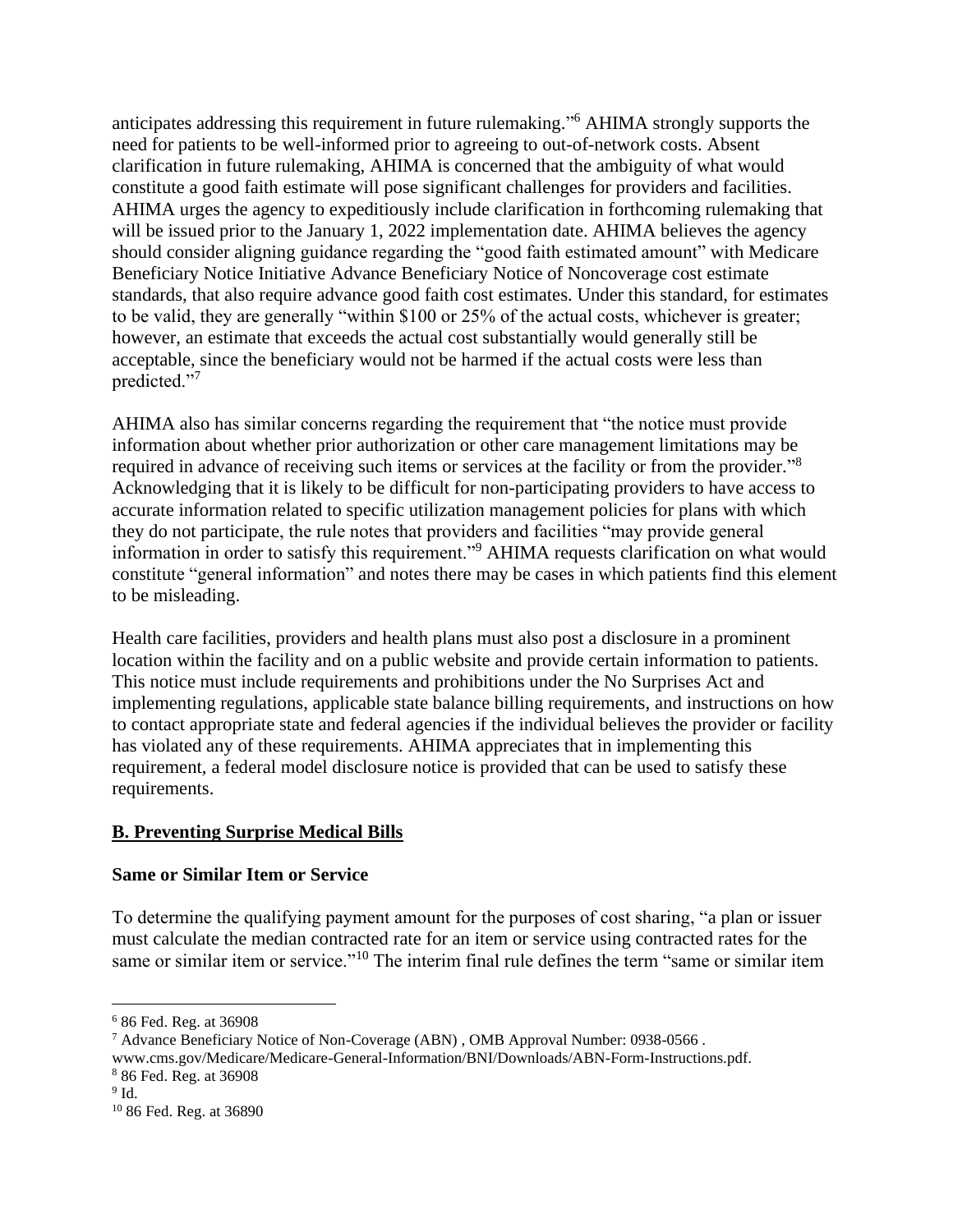anticipates addressing this requirement in future rulemaking."[6] AHIMA strongly supports the need for patients to be well-informed prior to agreeing to out-of-network costs. Absent clarification in future rulemaking, AHIMA is concerned that the ambiguity of what would constitute a good faith estimate will pose significant challenges for providers and facilities. AHIMA urges the agency to expeditiously include clarification in forthcoming rulemaking that will be issued prior to the January 1, 2022 implementation date. AHIMA believes the agency should consider aligning guidance regarding the "good faith estimated amount" with Medicare Beneficiary Notice Initiative Advance Beneficiary Notice of Noncoverage cost estimate standards, that also require advance good faith cost estimates. Under this standard, for estimates to be valid, they are generally "within $100 or 25% of the actual costs, whichever is greater; however, an estimate that exceeds the actual cost substantially would generally still be acceptable, since the beneficiary would not be harmed if the actual costs were less than predicted."[7]

AHIMA also has similar concerns regarding the requirement that "the notice must provide information about whether prior authorization or other care management limitations may be required in advance of receiving such items or services at the facility or from the provider."[8] Acknowledging that it is likely to be difficult for non-participating providers to have access to accurate information related to specific utilization management policies for plans with which they do not participate, the rule notes that providers and facilities "may provide general information in order to satisfy this requirement."[9] AHIMA requests clarification on what would constitute "general information" and notes there may be cases in which patients find this element to be misleading.

Health care facilities, providers and health plans must also post a disclosure in a prominent location within the facility and on a public website and provide certain information to patients. This notice must include requirements and prohibitions under the No Surprises Act and implementing regulations, applicable state balance billing requirements, and instructions on how to contact appropriate state and federal agencies if the individual believes the provider or facility has violated any of these requirements. AHIMA appreciates that in implementing this requirement, a federal model disclosure notice is provided that can be used to satisfy these requirements.

## B. Preventing Surprise Medical Bills

### Same or Similar Item or Service

To determine the qualifying payment amount for the purposes of cost sharing, "a plan or issuer must calculate the median contracted rate for an item or service using contracted rates for the same or similar item or service."[10] The interim final rule defines the term "same or similar item

---

[6] 86 Fed. Reg. at 36908

[7] Advance Beneficiary Notice of Non-Coverage (ABN) , OMB Approval Number: 0938-0566 . www.cms.gov/Medicare/Medicare-General-Information/BNI/Downloads/ABN-Form-Instructions.pdf.

[8] 86 Fed. Reg. at 36908

[9] Id.

[10] 86 Fed. Reg. at 36890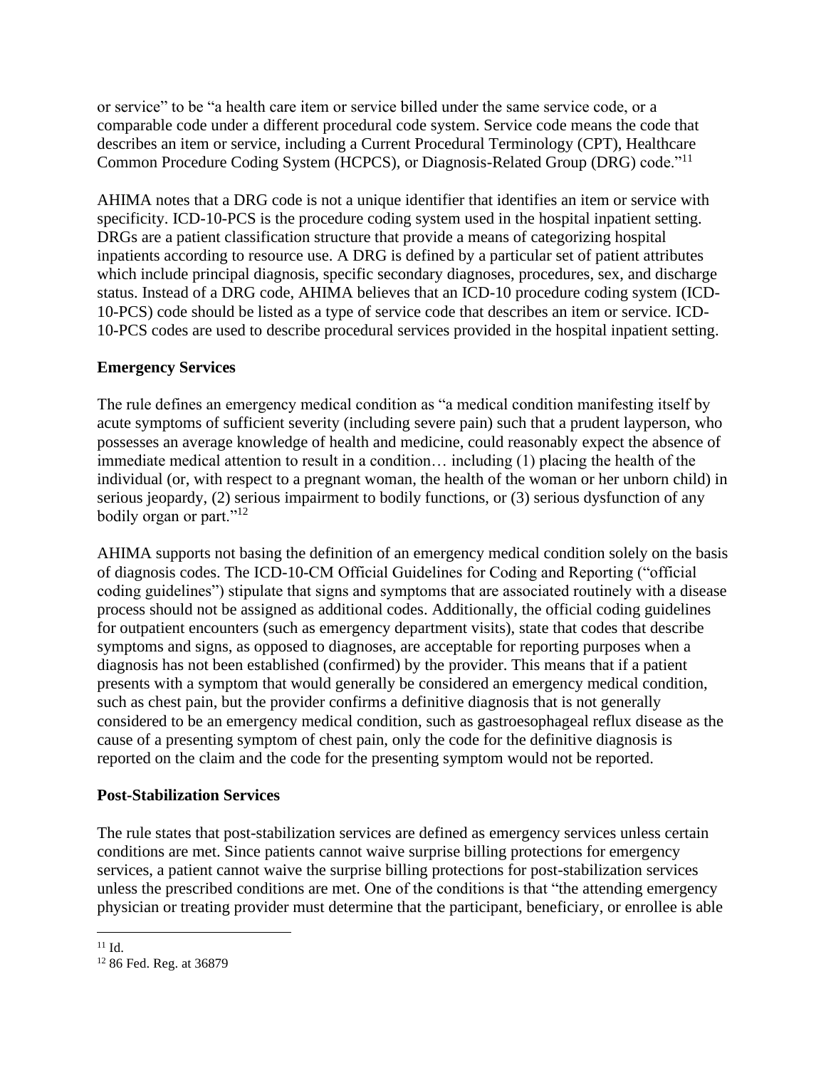or service" to be "a health care item or service billed under the same service code, or a comparable code under a different procedural code system. Service code means the code that describes an item or service, including a Current Procedural Terminology (CPT), Healthcare Common Procedure Coding System (HCPCS), or Diagnosis-Related Group (DRG) code."[11]

AHIMA notes that a DRG code is not a unique identifier that identifies an item or service with specificity. ICD-10-PCS is the procedure coding system used in the hospital inpatient setting. DRGs are a patient classification structure that provide a means of categorizing hospital inpatients according to resource use. A DRG is defined by a particular set of patient attributes which include principal diagnosis, specific secondary diagnoses, procedures, sex, and discharge status. Instead of a DRG code, AHIMA believes that an ICD-10 procedure coding system (ICD-10-PCS) code should be listed as a type of service code that describes an item or service. ICD-10-PCS codes are used to describe procedural services provided in the hospital inpatient setting.

**Emergency Services**

The rule defines an emergency medical condition as "a medical condition manifesting itself by acute symptoms of sufficient severity (including severe pain) such that a prudent layperson, who possesses an average knowledge of health and medicine, could reasonably expect the absence of immediate medical attention to result in a condition… including (1) placing the health of the individual (or, with respect to a pregnant woman, the health of the woman or her unborn child) in serious jeopardy, (2) serious impairment to bodily functions, or (3) serious dysfunction of any bodily organ or part."[12]

AHIMA supports not basing the definition of an emergency medical condition solely on the basis of diagnosis codes. The ICD-10-CM Official Guidelines for Coding and Reporting ("official coding guidelines") stipulate that signs and symptoms that are associated routinely with a disease process should not be assigned as additional codes. Additionally, the official coding guidelines for outpatient encounters (such as emergency department visits), state that codes that describe symptoms and signs, as opposed to diagnoses, are acceptable for reporting purposes when a diagnosis has not been established (confirmed) by the provider. This means that if a patient presents with a symptom that would generally be considered an emergency medical condition, such as chest pain, but the provider confirms a definitive diagnosis that is not generally considered to be an emergency medical condition, such as gastroesophageal reflux disease as the cause of a presenting symptom of chest pain, only the code for the definitive diagnosis is reported on the claim and the code for the presenting symptom would not be reported.

**Post-Stabilization Services**

The rule states that post-stabilization services are defined as emergency services unless certain conditions are met. Since patients cannot waive surprise billing protections for emergency services, a patient cannot waive the surprise billing protections for post-stabilization services unless the prescribed conditions are met. One of the conditions is that "the attending emergency physician or treating provider must determine that the participant, beneficiary, or enrollee is able

[11] Id.

[12] 86 Fed. Reg. at 36879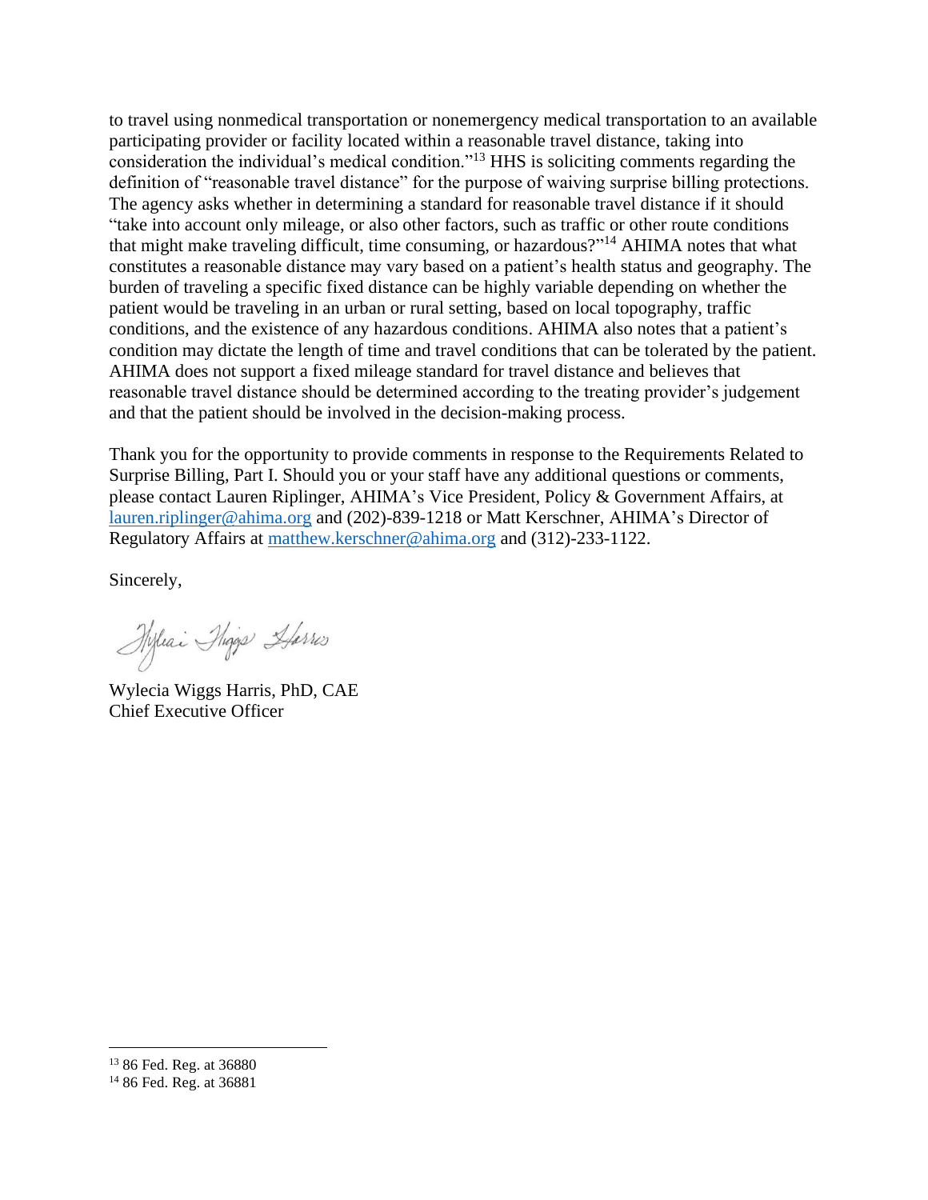to travel using nonmedical transportation or nonemergency medical transportation to an available participating provider or facility located within a reasonable travel distance, taking into consideration the individual's medical condition."[13] HHS is soliciting comments regarding the definition of "reasonable travel distance" for the purpose of waiving surprise billing protections. The agency asks whether in determining a standard for reasonable travel distance if it should "take into account only mileage, or also other factors, such as traffic or other route conditions that might make traveling difficult, time consuming, or hazardous?"[14] AHIMA notes that what constitutes a reasonable distance may vary based on a patient's health status and geography. The burden of traveling a specific fixed distance can be highly variable depending on whether the patient would be traveling in an urban or rural setting, based on local topography, traffic conditions, and the existence of any hazardous conditions. AHIMA also notes that a patient's condition may dictate the length of time and travel conditions that can be tolerated by the patient. AHIMA does not support a fixed mileage standard for travel distance and believes that reasonable travel distance should be determined according to the treating provider's judgement and that the patient should be involved in the decision-making process.

Thank you for the opportunity to provide comments in response to the Requirements Related to Surprise Billing, Part I. Should you or your staff have any additional questions or comments, please contact Lauren Riplinger, AHIMA's Vice President, Policy & Government Affairs, at lauren.riplinger@ahima.org and (202)-839-1218 or Matt Kerschner, AHIMA's Director of Regulatory Affairs at matthew.kerschner@ahima.org and (312)-233-1122.

Sincerely,

Wylecia Wiggs Harris, PhD, CAE
Chief Executive Officer

---

[13] 86 Fed. Reg. at 36880

[14] 86 Fed. Reg. at 36881